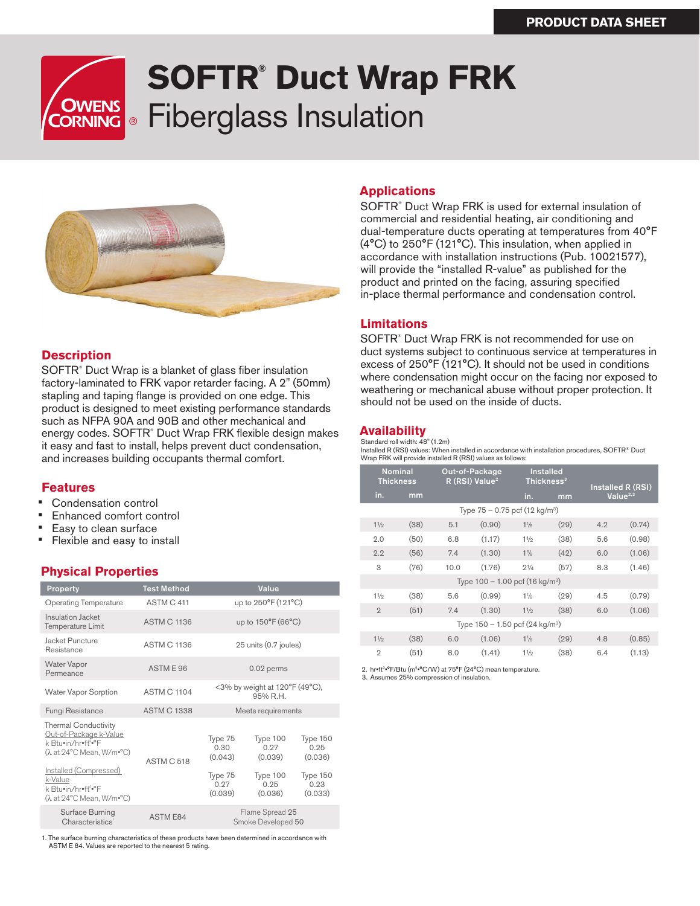PRODUCT DATA SHEET

# SOFTR® Duct Wrap FRK Fiberglass Insulation

## Description

SOFTR® Duct Wrap is a blanket of glass fiber insulation factory-laminated to FRK vapor retarder facing. A 2" (50mm) stapling and taping flange is provided on one edge. This product is designed to meet existing performance standards such as NFPA 90A and 90B and other mechanical and energy codes. SOFTR® Duct Wrap FRK flexible design makes it easy and fast to install, helps prevent duct condensation, and increases building occupants thermal comfort.

## Features

- Condensation control
- Enhanced comfort control
- Easy to clean surface
- Flexible and easy to install

## Physical Properties

| Property | Test Method | Value | | |
|---|---|---|---|---|
| Operating Temperature | ASTM C 411 | up to 250°F (121°C) | | |
| Insulation Jacket Temperature Limit | ASTM C 1136 | up to 150°F (66°C) | | |
| Jacket Puncture Resistance | ASTM C 1136 | 25 units (0.7 joules) | | |
| Water Vapor Permeance | ASTM E 96 | 0.02 perms | | |
| Water Vapor Sorption | ASTM C 1104 | <3% by weight at 120°F (49°C), 95% R.H. | | |
| Fungi Resistance | ASTM C 1338 | Meets requirements | | |
| Thermal Conductivity<br>Out-of-Package k-Value<br>k Btu•in/hr•ft²•°F<br>(λ at 24°C Mean, W/m•°C) | ASTM C 518 | Type 75<br>0.30<br>(0.043) | Type 100<br>0.27<br>(0.039) | Type 150<br>0.25<br>(0.036) |
| Installed (Compressed) k-Value<br>k Btu•in/hr•ft²•°F<br>(λ at 24°C Mean, W/m•°C) | ASTM C 518 | Type 75<br>0.27<br>(0.039) | Type 100<br>0.25<br>(0.036) | Type 150<br>0.23<br>(0.033) |
| Surface Burning Characteristics[1] | ASTM E84 | Flame Spread 25<br>Smoke Developed 50 | | |

1. The surface burning characteristics of these products have been determined in accordance with ASTM E 84. Values are reported to the nearest 5 rating.

## Applications

SOFTR® Duct Wrap FRK is used for external insulation of commercial and residential heating, air conditioning and dual-temperature ducts operating at temperatures from 40°F (4°C) to 250°F (121°C). This insulation, when applied in accordance with installation instructions (Pub. 10021577), will provide the "installed R-value" as published for the product and printed on the facing, assuring specified in-place thermal performance and condensation control.

## Limitations

SOFTR® Duct Wrap FRK is not recommended for use on duct systems subject to continuous service at temperatures in excess of 250°F (121°C). It should not be used in conditions where condensation might occur on the facing nor exposed to weathering or mechanical abuse without proper protection. It should not be used on the inside of ducts.

## Availability

Standard roll width: 48" (1.2m)

Installed R (RSI) values: When installed in accordance with installation procedures, SOFTR® Duct Wrap FRK will provide installed R (RSI) values as follows:

| Nominal Thickness in. | Nominal Thickness mm | Out-of-Package R (RSI) Value[2] | | Installed Thickness[3] in. | Installed Thickness[3] mm | Installed R (RSI) Value[2,3] | |
|---|---|---|---|---|---|---|---|
| Type 75 – 0.75 pcf (12 kg/m³) | | | | | | | |
| 1½ | (38) | 5.1 | (0.90) | 1⅛ | (29) | 4.2 | (0.74) |
| 2.0 | (50) | 6.8 | (1.17) | 1½ | (38) | 5.6 | (0.98) |
| 2.2 | (56) | 7.4 | (1.30) | 1⅝ | (42) | 6.0 | (1.06) |
| 3 | (76) | 10.0 | (1.76) | 2¼ | (57) | 8.3 | (1.46) |
| Type 100 – 1.00 pcf (16 kg/m³) | | | | | | | |
| 1½ | (38) | 5.6 | (0.99) | 1⅛ | (29) | 4.5 | (0.79) |
| 2 | (51) | 7.4 | (1.30) | 1½ | (38) | 6.0 | (1.06) |
| Type 150 – 1.50 pcf (24 kg/m³) | | | | | | | |
| 1½ | (38) | 6.0 | (1.06) | 1⅛ | (29) | 4.8 | (0.85) |
| 2 | (51) | 8.0 | (1.41) | 1½ | (38) | 6.4 | (1.13) |

2. hr•ft²•°F/Btu (m²•°C/W) at 75°F (24°C) mean temperature.
3. Assumes 25% compression of insulation.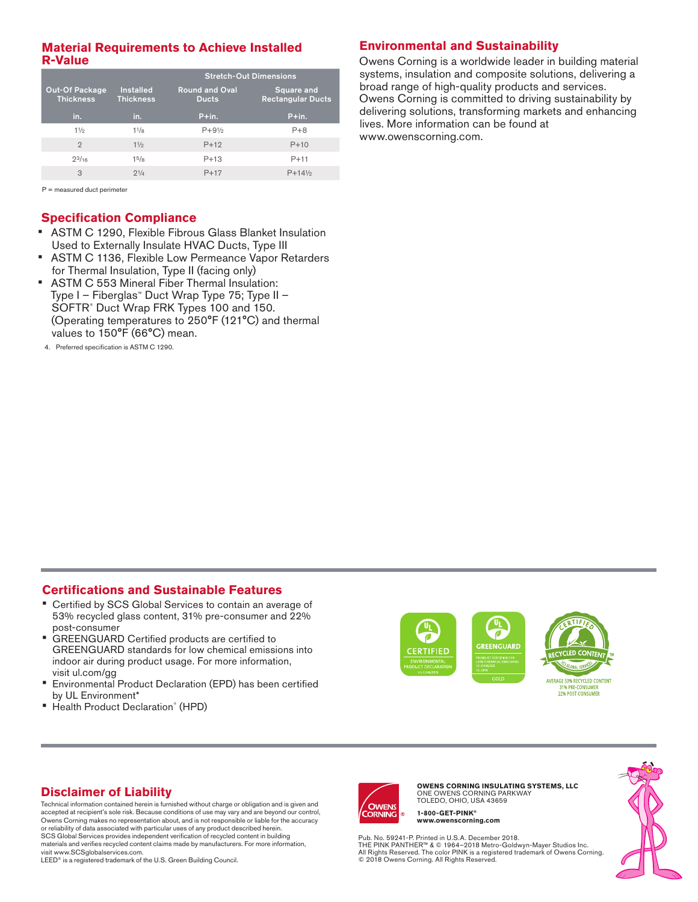## Material Requirements to Achieve Installed R-Value

| | | Stretch-Out Dimensions | |
|---|---|---|---|
| Out-Of Package Thickness | Installed Thickness | Round and Oval Ducts | Square and Rectangular Ducts |
| in. | in. | P+in. | P+in. |
| 1½ | 1⅛ | P+9½ | P+8 |
| 2 | 1½ | P+12 | P+10 |
| 2³⁄₁₆ | 1⅝ | P+13 | P+11 |
| 3 | 2¼ | P+17 | P+14½ |

P = measured duct perimeter

## Specification Compliance

- ASTM C 1290, Flexible Fibrous Glass Blanket Insulation Used to Externally Insulate HVAC Ducts, Type III
- ASTM C 1136, Flexible Low Permeance Vapor Retarders for Thermal Insulation, Type II (facing only)
- ASTM C 553 Mineral Fiber Thermal Insulation: Type I – Fiberglas™ Duct Wrap Type 75; Type II – SOFTR® Duct Wrap FRK Types 100 and 150. (Operating temperatures to 250°F (121°C) and thermal values to 150°F (66°C) mean.

4. Preferred specification is ASTM C 1290.

## Environmental and Sustainability

Owens Corning is a worldwide leader in building material systems, insulation and composite solutions, delivering a broad range of high-quality products and services. Owens Corning is committed to driving sustainability by delivering solutions, transforming markets and enhancing lives. More information can be found at www.owenscorning.com.

## Certifications and Sustainable Features

- Certified by SCS Global Services to contain an average of 53% recycled glass content, 31% pre-consumer and 22% post-consumer
- GREENGUARD Certified products are certified to GREENGUARD standards for low chemical emissions into indoor air during product usage. For more information, visit ul.com/gg
- Environmental Product Declaration (EPD) has been certified by UL Environment*
- Health Product Declaration® (HPD)

CERTIFIED ENVIRONMENTAL PRODUCT DECLARATION UL.COM/EPD

GREENGUARD PRODUCT CERTIFIED FOR LOW CHEMICAL EMISSIONS UL.COM/GG UL 2818 GOLD

CERTIFIED RECYCLED CONTENT SCS GLOBAL SERVICES

AVERAGE 53% RECYCLED CONTENT
31% PRE-CONSUMER
22% POST-CONSUMER

## Disclaimer of Liability

Technical information contained herein is furnished without charge or obligation and is given and accepted at recipient's sole risk. Because conditions of use may vary and are beyond our control, Owens Corning makes no representation about, and is not responsible or liable for the accuracy or reliability of data associated with particular uses of any product described herein.
SCS Global Services provides independent verification of recycled content in building materials and verifies recycled content claims made by manufacturers. For more information, visit www.SCSglobalservices.com.
LEED® is a registered trademark of the U.S. Green Building Council.

**OWENS CORNING INSULATING SYSTEMS, LLC**
ONE OWENS CORNING PARKWAY
TOLEDO, OHIO, USA 43659

**1-800-GET-PINK®**
**www.owenscorning.com**

Pub. No. 59241-P. Printed in U.S.A. December 2018.
THE PINK PANTHER™ & © 1964–2018 Metro-Goldwyn-Mayer Studios Inc.
All Rights Reserved. The color PINK is a registered trademark of Owens Corning.
© 2018 Owens Corning. All Rights Reserved.